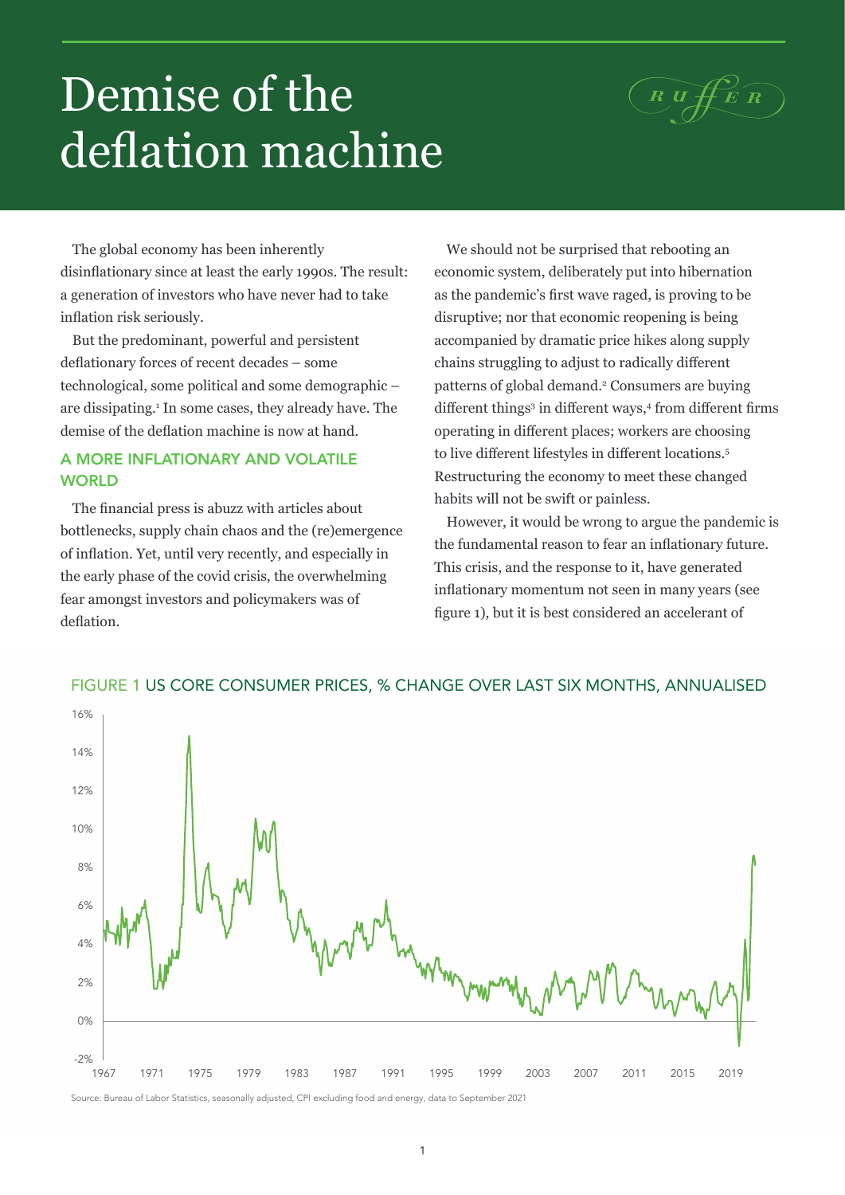# Demise of the deflation machine

The global economy has been inherently disinflationary since at least the early 1990s. The result: a generation of investors who have never had to take inflation risk seriously.

But the predominant, powerful and persistent deflationary forces of recent decades – some technological, some political and some demographic – are dissipating.[1] In some cases, they already have. The demise of the deflation machine is now at hand.

## A MORE INFLATIONARY AND VOLATILE WORLD

The financial press is abuzz with articles about bottlenecks, supply chain chaos and the (re)emergence of inflation. Yet, until very recently, and especially in the early phase of the covid crisis, the overwhelming fear amongst investors and policymakers was of deflation.

We should not be surprised that rebooting an economic system, deliberately put into hibernation as the pandemic's first wave raged, is proving to be disruptive; nor that economic reopening is being accompanied by dramatic price hikes along supply chains struggling to adjust to radically different patterns of global demand.[2] Consumers are buying different things[3] in different ways,[4] from different firms operating in different places; workers are choosing to live different lifestyles in different locations.[5] Restructuring the economy to meet these changed habits will not be swift or painless.

However, it would be wrong to argue the pandemic is the fundamental reason to fear an inflationary future. This crisis, and the response to it, have generated inflationary momentum not seen in many years (see figure 1), but it is best considered an accelerant of

FIGURE 1 US CORE CONSUMER PRICES, % CHANGE OVER LAST SIX MONTHS, ANNUALISED

Source: Bureau of Labor Statistics, seasonally adjusted, CPI excluding food and energy, data to September 2021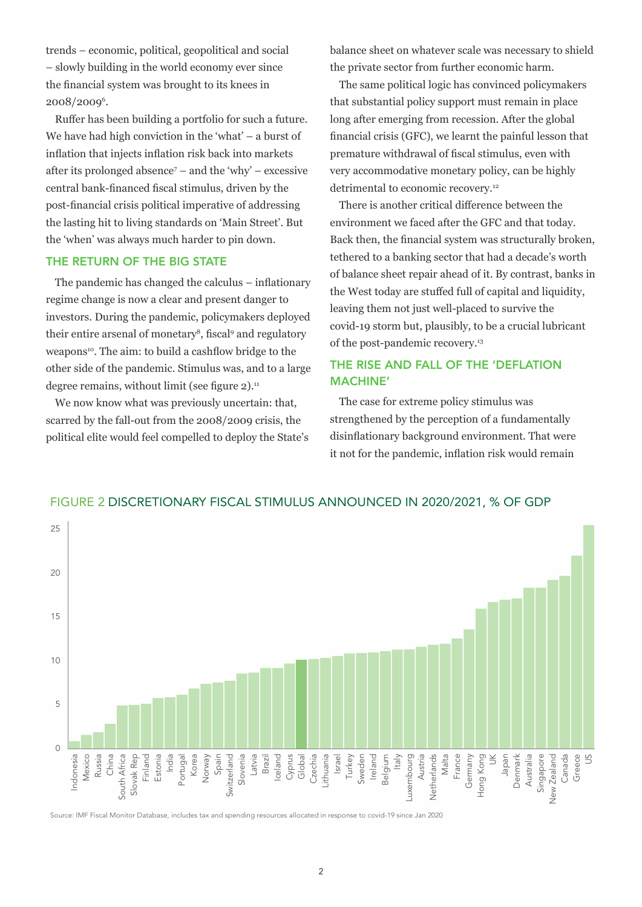trends – economic, political, geopolitical and social – slowly building in the world economy ever since the financial system was brought to its knees in 2008/2009[6].

Ruffer has been building a portfolio for such a future. We have had high conviction in the 'what' – a burst of inflation that injects inflation risk back into markets after its prolonged absence[7] – and the 'why' – excessive central bank-financed fiscal stimulus, driven by the post-financial crisis political imperative of addressing the lasting hit to living standards on 'Main Street'. But the 'when' was always much harder to pin down.

## THE RETURN OF THE BIG STATE

The pandemic has changed the calculus – inflationary regime change is now a clear and present danger to investors. During the pandemic, policymakers deployed their entire arsenal of monetary[8], fiscal[9] and regulatory weapons[10]. The aim: to build a cashflow bridge to the other side of the pandemic. Stimulus was, and to a large degree remains, without limit (see figure 2).[11]

We now know what was previously uncertain: that, scarred by the fall-out from the 2008/2009 crisis, the political elite would feel compelled to deploy the State's balance sheet on whatever scale was necessary to shield the private sector from further economic harm.

The same political logic has convinced policymakers that substantial policy support must remain in place long after emerging from recession. After the global financial crisis (GFC), we learnt the painful lesson that premature withdrawal of fiscal stimulus, even with very accommodative monetary policy, can be highly detrimental to economic recovery.[12]

There is another critical difference between the environment we faced after the GFC and that today. Back then, the financial system was structurally broken, tethered to a banking sector that had a decade's worth of balance sheet repair ahead of it. By contrast, banks in the West today are stuffed full of capital and liquidity, leaving them not just well-placed to survive the covid-19 storm but, plausibly, to be a crucial lubricant of the post-pandemic recovery.[13]

## THE RISE AND FALL OF THE 'DEFLATION MACHINE'

The case for extreme policy stimulus was strengthened by the perception of a fundamentally disinflationary background environment. That were it not for the pandemic, inflation risk would remain

FIGURE 2 DISCRETIONARY FISCAL STIMULUS ANNOUNCED IN 2020/2021, % OF GDP

| Country | % of GDP (approx.) |
|---|---|
| Indonesia | 0.9 |
| Mexico | 1.6 |
| Russia | 1.9 |
| China | 2.9 |
| South Africa | 4.9 |
| Slovak Rep | 5.0 |
| Finland | 5.1 |
| Estonia | 5.8 |
| India | 5.9 |
| Portugal | 6.2 |
| Korea | 6.9 |
| Norway | 7.4 |
| Spain | 7.6 |
| Switzerland | 7.8 |
| Slovenia | 8.6 |
| Latvia | 8.7 |
| Brazil | 9.2 |
| Iceland | 9.2 |
| Cyprus | 9.7 |
| Global | 10.2 |
| Czechia | 10.3 |
| Lithuania | 10.4 |
| Israel | 10.6 |
| Turkey | 10.9 |
| Sweden | 11.0 |
| Ireland | 11.0 |
| Belgium | 11.1 |
| Italy | 11.3 |
| Luxembourg | 11.3 |
| Austria | 11.7 |
| Netherlands | 11.9 |
| Malta | 12.0 |
| France | 12.6 |
| Germany | 13.6 |
| Hong Kong | 16.0 |
| UK | 16.8 |
| Japan | 17.0 |
| Denmark | 17.1 |
| Australia | 18.4 |
| Singapore | 18.4 |
| New Zealand | 19.3 |
| Canada | 19.8 |
| Greece | 22.0 |
| US | 25.5 |

Source: IMF Fiscal Monitor Database, includes tax and spending resources allocated in response to covid-19 since Jan 2020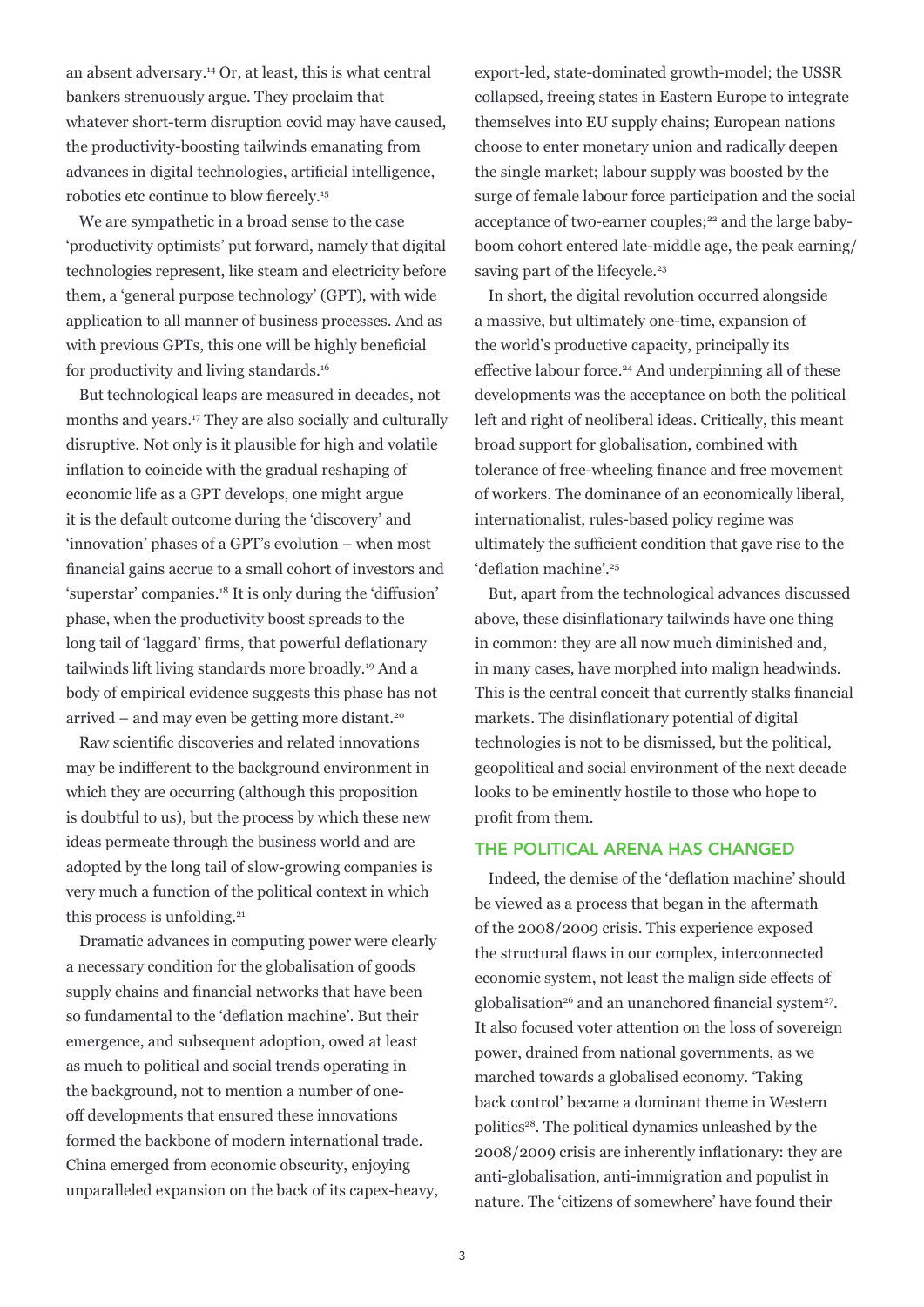an absent adversary.[14] Or, at least, this is what central bankers strenuously argue. They proclaim that whatever short-term disruption covid may have caused, the productivity-boosting tailwinds emanating from advances in digital technologies, artificial intelligence, robotics etc continue to blow fiercely.[15]

We are sympathetic in a broad sense to the case 'productivity optimists' put forward, namely that digital technologies represent, like steam and electricity before them, a 'general purpose technology' (GPT), with wide application to all manner of business processes. And as with previous GPTs, this one will be highly beneficial for productivity and living standards.[16]

But technological leaps are measured in decades, not months and years.[17] They are also socially and culturally disruptive. Not only is it plausible for high and volatile inflation to coincide with the gradual reshaping of economic life as a GPT develops, one might argue it is the default outcome during the 'discovery' and 'innovation' phases of a GPT's evolution – when most financial gains accrue to a small cohort of investors and 'superstar' companies.[18] It is only during the 'diffusion' phase, when the productivity boost spreads to the long tail of 'laggard' firms, that powerful deflationary tailwinds lift living standards more broadly.[19] And a body of empirical evidence suggests this phase has not arrived – and may even be getting more distant.[20]

Raw scientific discoveries and related innovations may be indifferent to the background environment in which they are occurring (although this proposition is doubtful to us), but the process by which these new ideas permeate through the business world and are adopted by the long tail of slow-growing companies is very much a function of the political context in which this process is unfolding.[21]

Dramatic advances in computing power were clearly a necessary condition for the globalisation of goods supply chains and financial networks that have been so fundamental to the 'deflation machine'. But their emergence, and subsequent adoption, owed at least as much to political and social trends operating in the background, not to mention a number of one-off developments that ensured these innovations formed the backbone of modern international trade. China emerged from economic obscurity, enjoying unparalleled expansion on the back of its capex-heavy, export-led, state-dominated growth-model; the USSR collapsed, freeing states in Eastern Europe to integrate themselves into EU supply chains; European nations choose to enter monetary union and radically deepen the single market; labour supply was boosted by the surge of female labour force participation and the social acceptance of two-earner couples;[22] and the large baby-boom cohort entered late-middle age, the peak earning/saving part of the lifecycle.[23]

In short, the digital revolution occurred alongside a massive, but ultimately one-time, expansion of the world's productive capacity, principally its effective labour force.[24] And underpinning all of these developments was the acceptance on both the political left and right of neoliberal ideas. Critically, this meant broad support for globalisation, combined with tolerance of free-wheeling finance and free movement of workers. The dominance of an economically liberal, internationalist, rules-based policy regime was ultimately the sufficient condition that gave rise to the 'deflation machine'.[25]

But, apart from the technological advances discussed above, these disinflationary tailwinds have one thing in common: they are all now much diminished and, in many cases, have morphed into malign headwinds. This is the central conceit that currently stalks financial markets. The disinflationary potential of digital technologies is not to be dismissed, but the political, geopolitical and social environment of the next decade looks to be eminently hostile to those who hope to profit from them.

## THE POLITICAL ARENA HAS CHANGED

Indeed, the demise of the 'deflation machine' should be viewed as a process that began in the aftermath of the 2008/2009 crisis. This experience exposed the structural flaws in our complex, interconnected economic system, not least the malign side effects of globalisation[26] and an unanchored financial system[27]. It also focused voter attention on the loss of sovereign power, drained from national governments, as we marched towards a globalised economy. 'Taking back control' became a dominant theme in Western politics[28]. The political dynamics unleashed by the 2008/2009 crisis are inherently inflationary: they are anti-globalisation, anti-immigration and populist in nature. The 'citizens of somewhere' have found their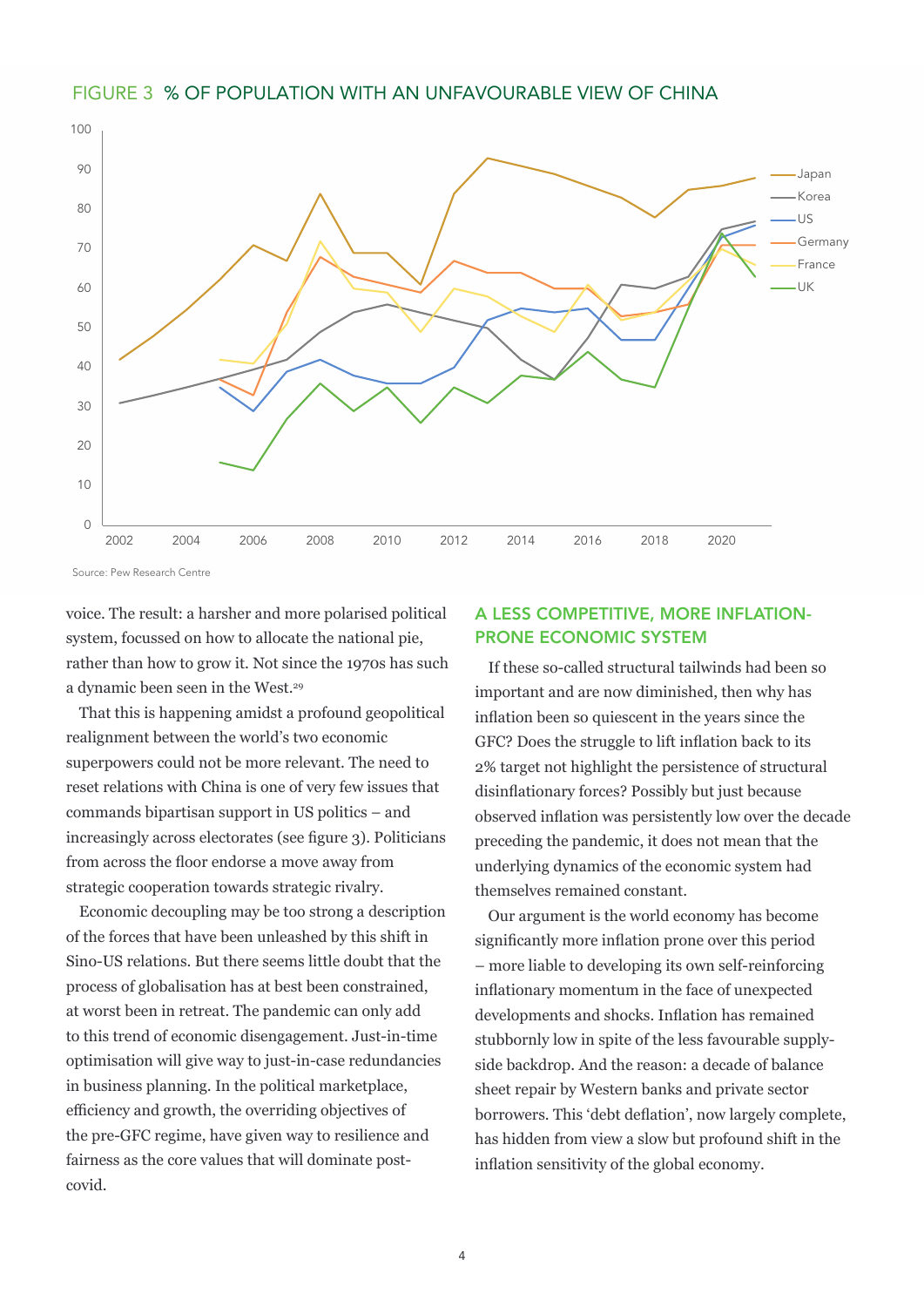FIGURE 3 % OF POPULATION WITH AN UNFAVOURABLE VIEW OF CHINA

Source: Pew Research Centre

voice. The result: a harsher and more polarised political system, focussed on how to allocate the national pie, rather than how to grow it. Not since the 1970s has such a dynamic been seen in the West.[29]

That this is happening amidst a profound geopolitical realignment between the world's two economic superpowers could not be more relevant. The need to reset relations with China is one of very few issues that commands bipartisan support in US politics – and increasingly across electorates (see figure 3). Politicians from across the floor endorse a move away from strategic cooperation towards strategic rivalry.

Economic decoupling may be too strong a description of the forces that have been unleashed by this shift in Sino-US relations. But there seems little doubt that the process of globalisation has at best been constrained, at worst been in retreat. The pandemic can only add to this trend of economic disengagement. Just-in-time optimisation will give way to just-in-case redundancies in business planning. In the political marketplace, efficiency and growth, the overriding objectives of the pre-GFC regime, have given way to resilience and fairness as the core values that will dominate post-covid.

## A LESS COMPETITIVE, MORE INFLATION-PRONE ECONOMIC SYSTEM

If these so-called structural tailwinds had been so important and are now diminished, then why has inflation been so quiescent in the years since the GFC? Does the struggle to lift inflation back to its 2% target not highlight the persistence of structural disinflationary forces? Possibly but just because observed inflation was persistently low over the decade preceding the pandemic, it does not mean that the underlying dynamics of the economic system had themselves remained constant.

Our argument is the world economy has become significantly more inflation prone over this period – more liable to developing its own self-reinforcing inflationary momentum in the face of unexpected developments and shocks. Inflation has remained stubbornly low in spite of the less favourable supply-side backdrop. And the reason: a decade of balance sheet repair by Western banks and private sector borrowers. This 'debt deflation', now largely complete, has hidden from view a slow but profound shift in the inflation sensitivity of the global economy.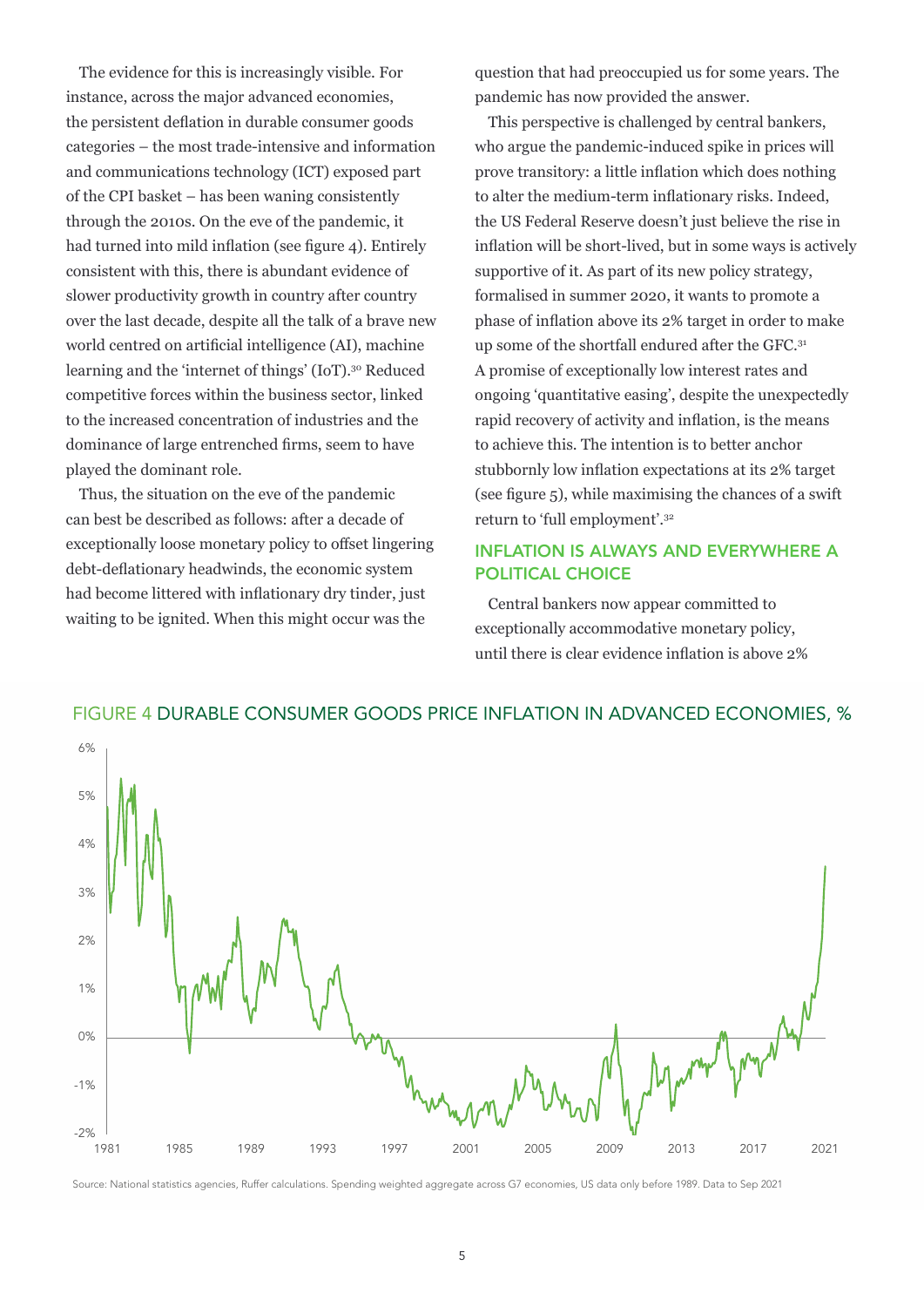The evidence for this is increasingly visible. For instance, across the major advanced economies, the persistent deflation in durable consumer goods categories – the most trade-intensive and information and communications technology (ICT) exposed part of the CPI basket – has been waning consistently through the 2010s. On the eve of the pandemic, it had turned into mild inflation (see figure 4). Entirely consistent with this, there is abundant evidence of slower productivity growth in country after country over the last decade, despite all the talk of a brave new world centred on artificial intelligence (AI), machine learning and the 'internet of things' (IoT).[30] Reduced competitive forces within the business sector, linked to the increased concentration of industries and the dominance of large entrenched firms, seem to have played the dominant role.

Thus, the situation on the eve of the pandemic can best be described as follows: after a decade of exceptionally loose monetary policy to offset lingering debt-deflationary headwinds, the economic system had become littered with inflationary dry tinder, just waiting to be ignited. When this might occur was the question that had preoccupied us for some years. The pandemic has now provided the answer.

This perspective is challenged by central bankers, who argue the pandemic-induced spike in prices will prove transitory: a little inflation which does nothing to alter the medium-term inflationary risks. Indeed, the US Federal Reserve doesn't just believe the rise in inflation will be short-lived, but in some ways is actively supportive of it. As part of its new policy strategy, formalised in summer 2020, it wants to promote a phase of inflation above its 2% target in order to make up some of the shortfall endured after the GFC.[31] A promise of exceptionally low interest rates and ongoing 'quantitative easing', despite the unexpectedly rapid recovery of activity and inflation, is the means to achieve this. The intention is to better anchor stubbornly low inflation expectations at its 2% target (see figure 5), while maximising the chances of a swift return to 'full employment'.[32]

## INFLATION IS ALWAYS AND EVERYWHERE A POLITICAL CHOICE

Central bankers now appear committed to exceptionally accommodative monetary policy, until there is clear evidence inflation is above 2%

FIGURE 4 DURABLE CONSUMER GOODS PRICE INFLATION IN ADVANCED ECONOMIES, %

Source: National statistics agencies, Ruffer calculations. Spending weighted aggregate across G7 economies, US data only before 1989. Data to Sep 2021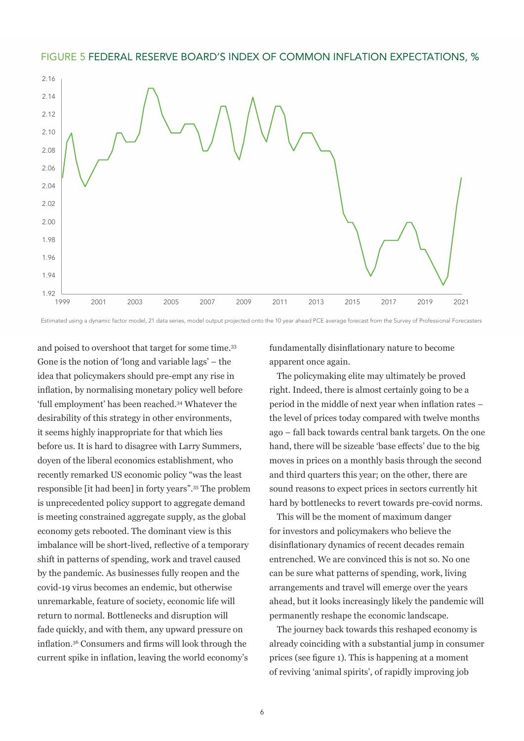FIGURE 5 FEDERAL RESERVE BOARD'S INDEX OF COMMON INFLATION EXPECTATIONS, %

Estimated using a dynamic factor model, 21 data series, model output projected onto the 10 year ahead PCE average forecast from the Survey of Professional Forecasters

and poised to overshoot that target for some time.[33] Gone is the notion of 'long and variable lags' – the idea that policymakers should pre-empt any rise in inflation, by normalising monetary policy well before 'full employment' has been reached.[34] Whatever the desirability of this strategy in other environments, it seems highly inappropriate for that which lies before us. It is hard to disagree with Larry Summers, doyen of the liberal economics establishment, who recently remarked US economic policy "was the least responsible [it had been] in forty years".[35] The problem is unprecedented policy support to aggregate demand is meeting constrained aggregate supply, as the global economy gets rebooted. The dominant view is this imbalance will be short-lived, reflective of a temporary shift in patterns of spending, work and travel caused by the pandemic. As businesses fully reopen and the covid-19 virus becomes an endemic, but otherwise unremarkable, feature of society, economic life will return to normal. Bottlenecks and disruption will fade quickly, and with them, any upward pressure on inflation.[36] Consumers and firms will look through the current spike in inflation, leaving the world economy's fundamentally disinflationary nature to become apparent once again.

The policymaking elite may ultimately be proved right. Indeed, there is almost certainly going to be a period in the middle of next year when inflation rates – the level of prices today compared with twelve months ago – fall back towards central bank targets. On the one hand, there will be sizeable 'base effects' due to the big moves in prices on a monthly basis through the second and third quarters this year; on the other, there are sound reasons to expect prices in sectors currently hit hard by bottlenecks to revert towards pre-covid norms.

This will be the moment of maximum danger for investors and policymakers who believe the disinflationary dynamics of recent decades remain entrenched. We are convinced this is not so. No one can be sure what patterns of spending, work, living arrangements and travel will emerge over the years ahead, but it looks increasingly likely the pandemic will permanently reshape the economic landscape.

The journey back towards this reshaped economy is already coinciding with a substantial jump in consumer prices (see figure 1). This is happening at a moment of reviving 'animal spirits', of rapidly improving job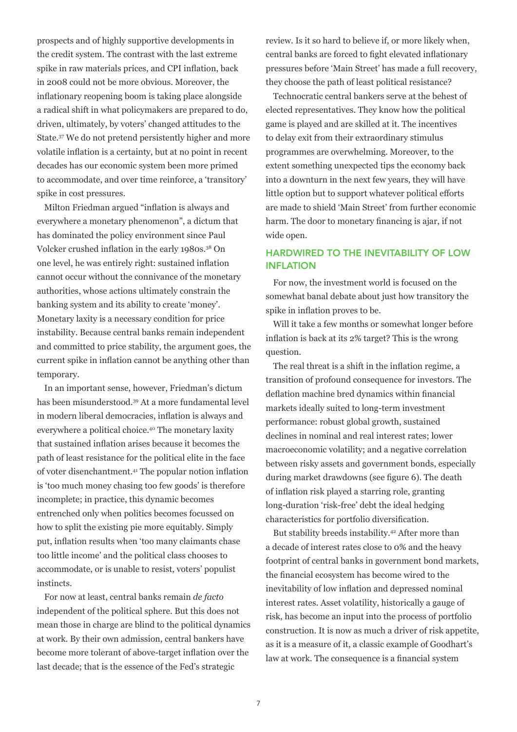prospects and of highly supportive developments in the credit system. The contrast with the last extreme spike in raw materials prices, and CPI inflation, back in 2008 could not be more obvious. Moreover, the inflationary reopening boom is taking place alongside a radical shift in what policymakers are prepared to do, driven, ultimately, by voters' changed attitudes to the State.[37] We do not pretend persistently higher and more volatile inflation is a certainty, but at no point in recent decades has our economic system been more primed to accommodate, and over time reinforce, a 'transitory' spike in cost pressures.

Milton Friedman argued "inflation is always and everywhere a monetary phenomenon", a dictum that has dominated the policy environment since Paul Volcker crushed inflation in the early 1980s.[38] On one level, he was entirely right: sustained inflation cannot occur without the connivance of the monetary authorities, whose actions ultimately constrain the banking system and its ability to create 'money'. Monetary laxity is a necessary condition for price instability. Because central banks remain independent and committed to price stability, the argument goes, the current spike in inflation cannot be anything other than temporary.

In an important sense, however, Friedman's dictum has been misunderstood.[39] At a more fundamental level in modern liberal democracies, inflation is always and everywhere a political choice.[40] The monetary laxity that sustained inflation arises because it becomes the path of least resistance for the political elite in the face of voter disenchantment.[41] The popular notion inflation is 'too much money chasing too few goods' is therefore incomplete; in practice, this dynamic becomes entrenched only when politics becomes focussed on how to split the existing pie more equitably. Simply put, inflation results when 'too many claimants chase too little income' and the political class chooses to accommodate, or is unable to resist, voters' populist instincts.

For now at least, central banks remain *de facto* independent of the political sphere. But this does not mean those in charge are blind to the political dynamics at work. By their own admission, central bankers have become more tolerant of above-target inflation over the last decade; that is the essence of the Fed's strategic review. Is it so hard to believe if, or more likely when, central banks are forced to fight elevated inflationary pressures before 'Main Street' has made a full recovery, they choose the path of least political resistance?

Technocratic central bankers serve at the behest of elected representatives. They know how the political game is played and are skilled at it. The incentives to delay exit from their extraordinary stimulus programmes are overwhelming. Moreover, to the extent something unexpected tips the economy back into a downturn in the next few years, they will have little option but to support whatever political efforts are made to shield 'Main Street' from further economic harm. The door to monetary financing is ajar, if not wide open.

## HARDWIRED TO THE INEVITABILITY OF LOW INFLATION

For now, the investment world is focused on the somewhat banal debate about just how transitory the spike in inflation proves to be.

Will it take a few months or somewhat longer before inflation is back at its 2% target? This is the wrong question.

The real threat is a shift in the inflation regime, a transition of profound consequence for investors. The deflation machine bred dynamics within financial markets ideally suited to long-term investment performance: robust global growth, sustained declines in nominal and real interest rates; lower macroeconomic volatility; and a negative correlation between risky assets and government bonds, especially during market drawdowns (see figure 6). The death of inflation risk played a starring role, granting long-duration 'risk-free' debt the ideal hedging characteristics for portfolio diversification.

But stability breeds instability.[42] After more than a decade of interest rates close to 0% and the heavy footprint of central banks in government bond markets, the financial ecosystem has become wired to the inevitability of low inflation and depressed nominal interest rates. Asset volatility, historically a gauge of risk, has become an input into the process of portfolio construction. It is now as much a driver of risk appetite, as it is a measure of it, a classic example of Goodhart's law at work. The consequence is a financial system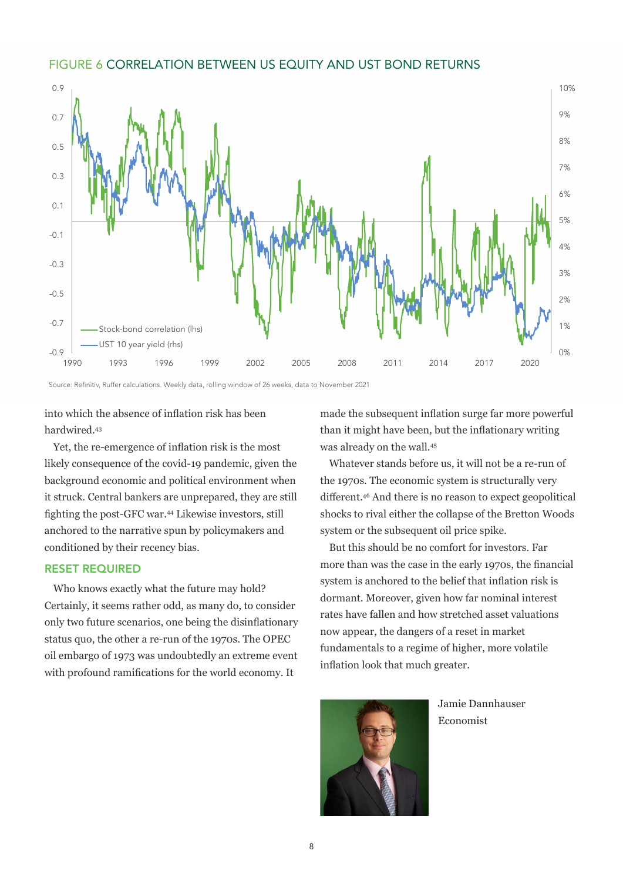## FIGURE 6 CORRELATION BETWEEN US EQUITY AND UST BOND RETURNS

Source: Refinitiv, Ruffer calculations. Weekly data, rolling window of 26 weeks, data to November 2021

into which the absence of inflation risk has been hardwired.[43]

Yet, the re-emergence of inflation risk is the most likely consequence of the covid-19 pandemic, given the background economic and political environment when it struck. Central bankers are unprepared, they are still fighting the post-GFC war.[44] Likewise investors, still anchored to the narrative spun by policymakers and conditioned by their recency bias.

### RESET REQUIRED

Who knows exactly what the future may hold? Certainly, it seems rather odd, as many do, to consider only two future scenarios, one being the disinflationary status quo, the other a re-run of the 1970s. The OPEC oil embargo of 1973 was undoubtedly an extreme event with profound ramifications for the world economy. It made the subsequent inflation surge far more powerful than it might have been, but the inflationary writing was already on the wall.[45]

Whatever stands before us, it will not be a re-run of the 1970s. The economic system is structurally very different.[46] And there is no reason to expect geopolitical shocks to rival either the collapse of the Bretton Woods system or the subsequent oil price spike.

But this should be no comfort for investors. Far more than was the case in the early 1970s, the financial system is anchored to the belief that inflation risk is dormant. Moreover, given how far nominal interest rates have fallen and how stretched asset valuations now appear, the dangers of a reset in market fundamentals to a regime of higher, more volatile inflation look that much greater.

Jamie Dannhauser
Economist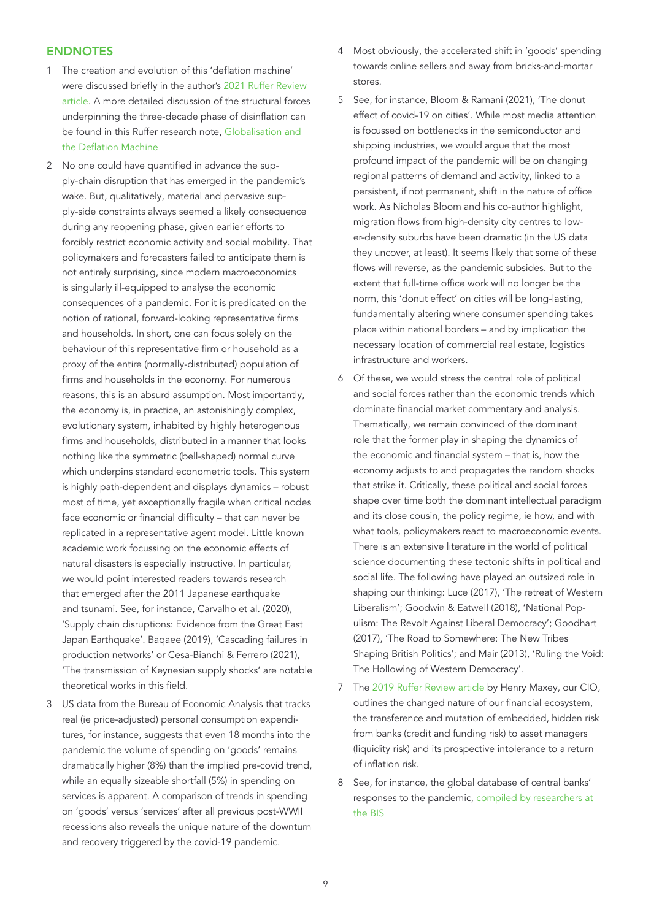## ENDNOTES

1. The creation and evolution of this 'deflation machine' were discussed briefly in the author's 2021 Ruffer Review article. A more detailed discussion of the structural forces underpinning the three-decade phase of disinflation can be found in this Ruffer research note, Globalisation and the Deflation Machine

2. No one could have quantified in advance the supply-chain disruption that has emerged in the pandemic's wake. But, qualitatively, material and pervasive supply-side constraints always seemed a likely consequence during any reopening phase, given earlier efforts to forcibly restrict economic activity and social mobility. That policymakers and forecasters failed to anticipate them is not entirely surprising, since modern macroeconomics is singularly ill-equipped to analyse the economic consequences of a pandemic. For it is predicated on the notion of rational, forward-looking representative firms and households. In short, one can focus solely on the behaviour of this representative firm or household as a proxy of the entire (normally-distributed) population of firms and households in the economy. For numerous reasons, this is an absurd assumption. Most importantly, the economy is, in practice, an astonishingly complex, evolutionary system, inhabited by highly heterogenous firms and households, distributed in a manner that looks nothing like the symmetric (bell-shaped) normal curve which underpins standard econometric tools. This system is highly path-dependent and displays dynamics – robust most of time, yet exceptionally fragile when critical nodes face economic or financial difficulty – that can never be replicated in a representative agent model. Little known academic work focussing on the economic effects of natural disasters is especially instructive. In particular, we would point interested readers towards research that emerged after the 2011 Japanese earthquake and tsunami. See, for instance, Carvalho et al. (2020), 'Supply chain disruptions: Evidence from the Great East Japan Earthquake'. Baqaee (2019), 'Cascading failures in production networks' or Cesa-Bianchi & Ferrero (2021), 'The transmission of Keynesian supply shocks' are notable theoretical works in this field.

3. US data from the Bureau of Economic Analysis that tracks real (ie price-adjusted) personal consumption expenditures, for instance, suggests that even 18 months into the pandemic the volume of spending on 'goods' remains dramatically higher (8%) than the implied pre-covid trend, while an equally sizeable shortfall (5%) in spending on services is apparent. A comparison of trends in spending on 'goods' versus 'services' after all previous post-WWII recessions also reveals the unique nature of the downturn and recovery triggered by the covid-19 pandemic.

4. Most obviously, the accelerated shift in 'goods' spending towards online sellers and away from bricks-and-mortar stores.

5. See, for instance, Bloom & Ramani (2021), 'The donut effect of covid-19 on cities'. While most media attention is focussed on bottlenecks in the semiconductor and shipping industries, we would argue that the most profound impact of the pandemic will be on changing regional patterns of demand and activity, linked to a persistent, if not permanent, shift in the nature of office work. As Nicholas Bloom and his co-author highlight, migration flows from high-density city centres to lower-density suburbs have been dramatic (in the US data they uncover, at least). It seems likely that some of these flows will reverse, as the pandemic subsides. But to the extent that full-time office work will no longer be the norm, this 'donut effect' on cities will be long-lasting, fundamentally altering where consumer spending takes place within national borders – and by implication the necessary location of commercial real estate, logistics infrastructure and workers.

6. Of these, we would stress the central role of political and social forces rather than the economic trends which dominate financial market commentary and analysis. Thematically, we remain convinced of the dominant role that the former play in shaping the dynamics of the economic and financial system – that is, how the economy adjusts to and propagates the random shocks that strike it. Critically, these political and social forces shape over time both the dominant intellectual paradigm and its close cousin, the policy regime, ie how, and with what tools, policymakers react to macroeconomic events. There is an extensive literature in the world of political science documenting these tectonic shifts in political and social life. The following have played an outsized role in shaping our thinking: Luce (2017), 'The retreat of Western Liberalism'; Goodwin & Eatwell (2018), 'National Populism: The Revolt Against Liberal Democracy'; Goodhart (2017), 'The Road to Somewhere: The New Tribes Shaping British Politics'; and Mair (2013), 'Ruling the Void: The Hollowing of Western Democracy'.

7. The 2019 Ruffer Review article by Henry Maxey, our CIO, outlines the changed nature of our financial ecosystem, the transference and mutation of embedded, hidden risk from banks (credit and funding risk) to asset managers (liquidity risk) and its prospective intolerance to a return of inflation risk.

8. See, for instance, the global database of central banks' responses to the pandemic, compiled by researchers at the BIS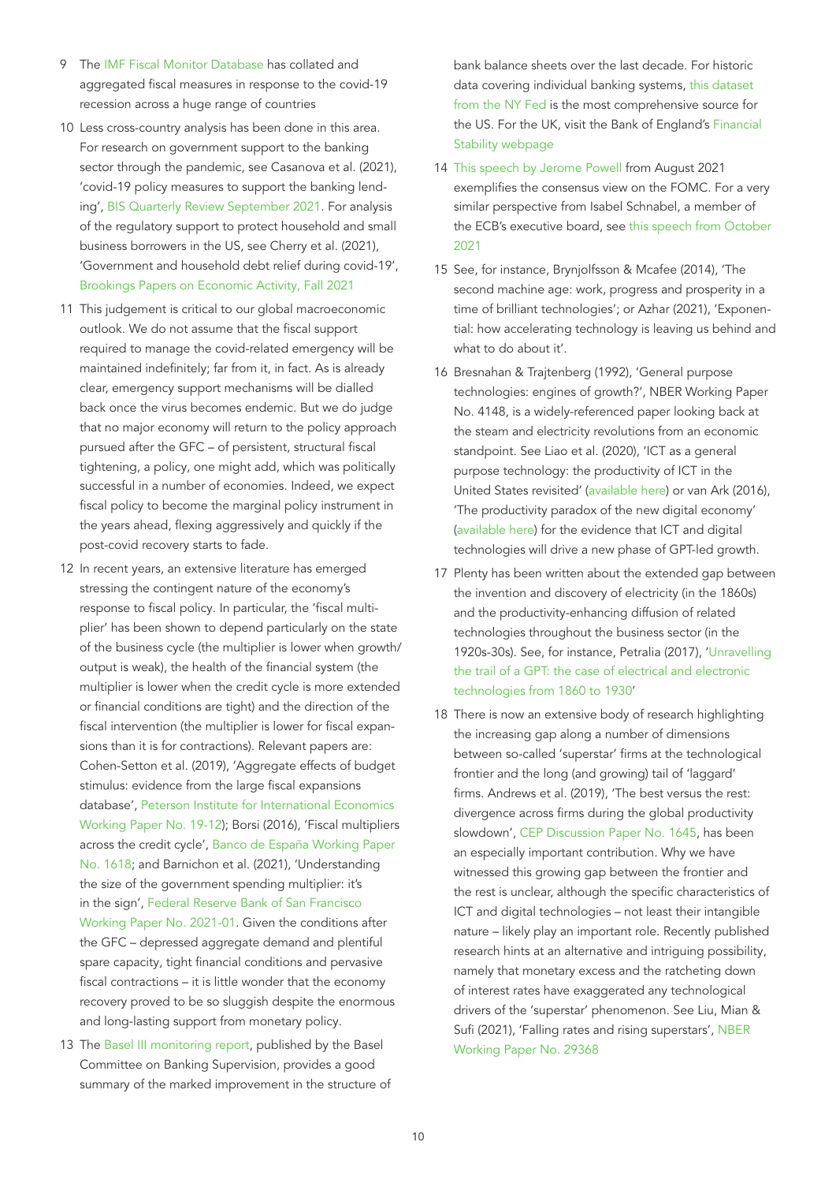9. The IMF Fiscal Monitor Database has collated and aggregated fiscal measures in response to the covid-19 recession across a huge range of countries

10. Less cross-country analysis has been done in this area. For research on government support to the banking sector through the pandemic, see Casanova et al. (2021), 'covid-19 policy measures to support the banking lending', BIS Quarterly Review September 2021. For analysis of the regulatory support to protect household and small business borrowers in the US, see Cherry et al. (2021), 'Government and household debt relief during covid-19', Brookings Papers on Economic Activity, Fall 2021

11. This judgement is critical to our global macroeconomic outlook. We do not assume that the fiscal support required to manage the covid-related emergency will be maintained indefinitely; far from it, in fact. As is already clear, emergency support mechanisms will be dialled back once the virus becomes endemic. But we do judge that no major economy will return to the policy approach pursued after the GFC – of persistent, structural fiscal tightening, a policy, one might add, which was politically successful in a number of economies. Indeed, we expect fiscal policy to become the marginal policy instrument in the years ahead, flexing aggressively and quickly if the post-covid recovery starts to fade.

12. In recent years, an extensive literature has emerged stressing the contingent nature of the economy's response to fiscal policy. In particular, the 'fiscal multiplier' has been shown to depend particularly on the state of the business cycle (the multiplier is lower when growth/output is weak), the health of the financial system (the multiplier is lower when the credit cycle is more extended or financial conditions are tight) and the direction of the fiscal intervention (the multiplier is lower for fiscal expansions than it is for contractions). Relevant papers are: Cohen-Setton et al. (2019), 'Aggregate effects of budget stimulus: evidence from the large fiscal expansions database', Peterson Institute for International Economics Working Paper No. 19-12); Borsi (2016), 'Fiscal multipliers across the credit cycle', Banco de España Working Paper No. 1618; and Barnichon et al. (2021), 'Understanding the size of the government spending multiplier: it's in the sign', Federal Reserve Bank of San Francisco Working Paper No. 2021-01. Given the conditions after the GFC – depressed aggregate demand and plentiful spare capacity, tight financial conditions and pervasive fiscal contractions – it is little wonder that the economy recovery proved to be so sluggish despite the enormous and long-lasting support from monetary policy.

13. The Basel III monitoring report, published by the Basel Committee on Banking Supervision, provides a good summary of the marked improvement in the structure of bank balance sheets over the last decade. For historic data covering individual banking systems, this dataset from the NY Fed is the most comprehensive source for the US. For the UK, visit the Bank of England's Financial Stability webpage

14. This speech by Jerome Powell from August 2021 exemplifies the consensus view on the FOMC. For a very similar perspective from Isabel Schnabel, a member of the ECB's executive board, see this speech from October 2021

15. See, for instance, Brynjolfsson & Mcafee (2014), 'The second machine age: work, progress and prosperity in a time of brilliant technologies'; or Azhar (2021), 'Exponential: how accelerating technology is leaving us behind and what to do about it'.

16. Bresnahan & Trajtenberg (1992), 'General purpose technologies: engines of growth?', NBER Working Paper No. 4148, is a widely-referenced paper looking back at the steam and electricity revolutions from an economic standpoint. See Liao et al. (2020), 'ICT as a general purpose technology: the productivity of ICT in the United States revisited' (available here) or van Ark (2016), 'The productivity paradox of the new digital economy' (available here) for the evidence that ICT and digital technologies will drive a new phase of GPT-led growth.

17. Plenty has been written about the extended gap between the invention and discovery of electricity (in the 1860s) and the productivity-enhancing diffusion of related technologies throughout the business sector (in the 1920s-30s). See, for instance, Petralia (2017), 'Unravelling the trail of a GPT: the case of electrical and electronic technologies from 1860 to 1930'

18. There is now an extensive body of research highlighting the increasing gap along a number of dimensions between so-called 'superstar' firms at the technological frontier and the long (and growing) tail of 'laggard' firms. Andrews et al. (2019), 'The best versus the rest: divergence across firms during the global productivity slowdown', CEP Discussion Paper No. 1645, has been an especially important contribution. Why we have witnessed this growing gap between the frontier and the rest is unclear, although the specific characteristics of ICT and digital technologies – not least their intangible nature – likely play an important role. Recently published research hints at an alternative and intriguing possibility, namely that monetary excess and the ratcheting down of interest rates have exaggerated any technological drivers of the 'superstar' phenomenon. See Liu, Mian & Sufi (2021), 'Falling rates and rising superstars', NBER Working Paper No. 29368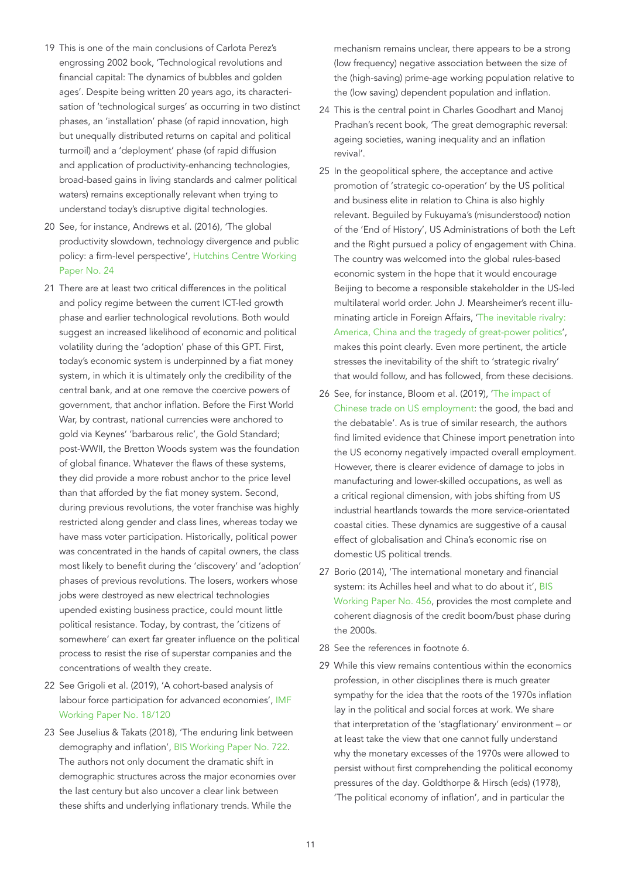19 This is one of the main conclusions of Carlota Perez's engrossing 2002 book, 'Technological revolutions and financial capital: The dynamics of bubbles and golden ages'. Despite being written 20 years ago, its characterisation of 'technological surges' as occurring in two distinct phases, an 'installation' phase (of rapid innovation, high but unequally distributed returns on capital and political turmoil) and a 'deployment' phase (of rapid diffusion and application of productivity-enhancing technologies, broad-based gains in living standards and calmer political waters) remains exceptionally relevant when trying to understand today's disruptive digital technologies.

20 See, for instance, Andrews et al. (2016), 'The global productivity slowdown, technology divergence and public policy: a firm-level perspective', Hutchins Centre Working Paper No. 24

21 There are at least two critical differences in the political and policy regime between the current ICT-led growth phase and earlier technological revolutions. Both would suggest an increased likelihood of economic and political volatility during the 'adoption' phase of this GPT. First, today's economic system is underpinned by a fiat money system, in which it is ultimately only the credibility of the central bank, and at one remove the coercive powers of government, that anchor inflation. Before the First World War, by contrast, national currencies were anchored to gold via Keynes' 'barbarous relic', the Gold Standard; post-WWII, the Bretton Woods system was the foundation of global finance. Whatever the flaws of these systems, they did provide a more robust anchor to the price level than that afforded by the fiat money system. Second, during previous revolutions, the voter franchise was highly restricted along gender and class lines, whereas today we have mass voter participation. Historically, political power was concentrated in the hands of capital owners, the class most likely to benefit during the 'discovery' and 'adoption' phases of previous revolutions. The losers, workers whose jobs were destroyed as new electrical technologies upended existing business practice, could mount little political resistance. Today, by contrast, the 'citizens of somewhere' can exert far greater influence on the political process to resist the rise of superstar companies and the concentrations of wealth they create.

22 See Grigoli et al. (2019), 'A cohort-based analysis of labour force participation for advanced economies', IMF Working Paper No. 18/120

23 See Juselius & Takats (2018), 'The enduring link between demography and inflation', BIS Working Paper No. 722. The authors not only document the dramatic shift in demographic structures across the major economies over the last century but also uncover a clear link between these shifts and underlying inflationary trends. While the mechanism remains unclear, there appears to be a strong (low frequency) negative association between the size of the (high-saving) prime-age working population relative to the (low saving) dependent population and inflation.

24 This is the central point in Charles Goodhart and Manoj Pradhan's recent book, 'The great demographic reversal: ageing societies, waning inequality and an inflation revival'.

25 In the geopolitical sphere, the acceptance and active promotion of 'strategic co-operation' by the US political and business elite in relation to China is also highly relevant. Beguiled by Fukuyama's (misunderstood) notion of the 'End of History', US Administrations of both the Left and the Right pursued a policy of engagement with China. The country was welcomed into the global rules-based economic system in the hope that it would encourage Beijing to become a responsible stakeholder in the US-led multilateral world order. John J. Mearsheimer's recent illuminating article in Foreign Affairs, 'The inevitable rivalry: America, China and the tragedy of great-power politics', makes this point clearly. Even more pertinent, the article stresses the inevitability of the shift to 'strategic rivalry' that would follow, and has followed, from these decisions.

26 See, for instance, Bloom et al. (2019), 'The impact of Chinese trade on US employment: the good, the bad and the debatable'. As is true of similar research, the authors find limited evidence that Chinese import penetration into the US economy negatively impacted overall employment. However, there is clearer evidence of damage to jobs in manufacturing and lower-skilled occupations, as well as a critical regional dimension, with jobs shifting from US industrial heartlands towards the more service-orientated coastal cities. These dynamics are suggestive of a causal effect of globalisation and China's economic rise on domestic US political trends.

27 Borio (2014), 'The international monetary and financial system: its Achilles heel and what to do about it', BIS Working Paper No. 456, provides the most complete and coherent diagnosis of the credit boom/bust phase during the 2000s.

28 See the references in footnote 6.

29 While this view remains contentious within the economics profession, in other disciplines there is much greater sympathy for the idea that the roots of the 1970s inflation lay in the political and social forces at work. We share that interpretation of the 'stagflationary' environment – or at least take the view that one cannot fully understand why the monetary excesses of the 1970s were allowed to persist without first comprehending the political economy pressures of the day. Goldthorpe & Hirsch (eds) (1978), 'The political economy of inflation', and in particular the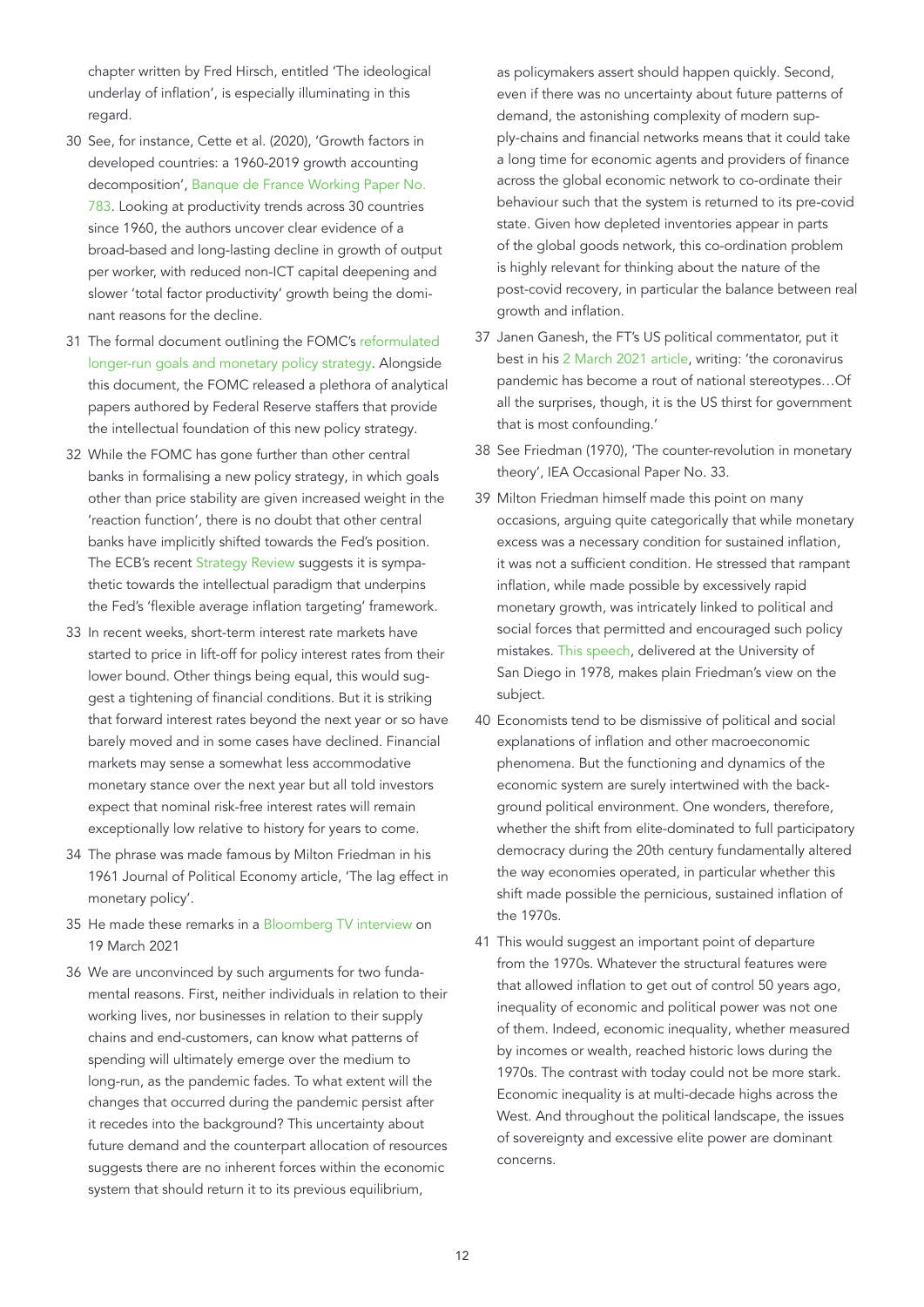chapter written by Fred Hirsch, entitled 'The ideological underlay of inflation', is especially illuminating in this regard.

30 See, for instance, Cette et al. (2020), 'Growth factors in developed countries: a 1960-2019 growth accounting decomposition', Banque de France Working Paper No. 783. Looking at productivity trends across 30 countries since 1960, the authors uncover clear evidence of a broad-based and long-lasting decline in growth of output per worker, with reduced non-ICT capital deepening and slower 'total factor productivity' growth being the dominant reasons for the decline.

31 The formal document outlining the FOMC's reformulated longer-run goals and monetary policy strategy. Alongside this document, the FOMC released a plethora of analytical papers authored by Federal Reserve staffers that provide the intellectual foundation of this new policy strategy.

32 While the FOMC has gone further than other central banks in formalising a new policy strategy, in which goals other than price stability are given increased weight in the 'reaction function', there is no doubt that other central banks have implicitly shifted towards the Fed's position. The ECB's recent Strategy Review suggests it is sympathetic towards the intellectual paradigm that underpins the Fed's 'flexible average inflation targeting' framework.

33 In recent weeks, short-term interest rate markets have started to price in lift-off for policy interest rates from their lower bound. Other things being equal, this would suggest a tightening of financial conditions. But it is striking that forward interest rates beyond the next year or so have barely moved and in some cases have declined. Financial markets may sense a somewhat less accommodative monetary stance over the next year but all told investors expect that nominal risk-free interest rates will remain exceptionally low relative to history for years to come.

34 The phrase was made famous by Milton Friedman in his 1961 Journal of Political Economy article, 'The lag effect in monetary policy'.

35 He made these remarks in a Bloomberg TV interview on 19 March 2021

36 We are unconvinced by such arguments for two fundamental reasons. First, neither individuals in relation to their working lives, nor businesses in relation to their supply chains and end-customers, can know what patterns of spending will ultimately emerge over the medium to long-run, as the pandemic fades. To what extent will the changes that occurred during the pandemic persist after it recedes into the background? This uncertainty about future demand and the counterpart allocation of resources suggests there are no inherent forces within the economic system that should return it to its previous equilibrium, as policymakers assert should happen quickly. Second, even if there was no uncertainty about future patterns of demand, the astonishing complexity of modern supply-chains and financial networks means that it could take a long time for economic agents and providers of finance across the global economic network to co-ordinate their behaviour such that the system is returned to its pre-covid state. Given how depleted inventories appear in parts of the global goods network, this co-ordination problem is highly relevant for thinking about the nature of the post-covid recovery, in particular the balance between real growth and inflation.

37 Janen Ganesh, the FT's US political commentator, put it best in his 2 March 2021 article, writing: 'the coronavirus pandemic has become a rout of national stereotypes…Of all the surprises, though, it is the US thirst for government that is most confounding.'

38 See Friedman (1970), 'The counter-revolution in monetary theory', IEA Occasional Paper No. 33.

39 Milton Friedman himself made this point on many occasions, arguing quite categorically that while monetary excess was a necessary condition for sustained inflation, it was not a sufficient condition. He stressed that rampant inflation, while made possible by excessively rapid monetary growth, was intricately linked to political and social forces that permitted and encouraged such policy mistakes. This speech, delivered at the University of San Diego in 1978, makes plain Friedman's view on the subject.

40 Economists tend to be dismissive of political and social explanations of inflation and other macroeconomic phenomena. But the functioning and dynamics of the economic system are surely intertwined with the background political environment. One wonders, therefore, whether the shift from elite-dominated to full participatory democracy during the 20th century fundamentally altered the way economies operated, in particular whether this shift made possible the pernicious, sustained inflation of the 1970s.

41 This would suggest an important point of departure from the 1970s. Whatever the structural features were that allowed inflation to get out of control 50 years ago, inequality of economic and political power was not one of them. Indeed, economic inequality, whether measured by incomes or wealth, reached historic lows during the 1970s. The contrast with today could not be more stark. Economic inequality is at multi-decade highs across the West. And throughout the political landscape, the issues of sovereignty and excessive elite power are dominant concerns.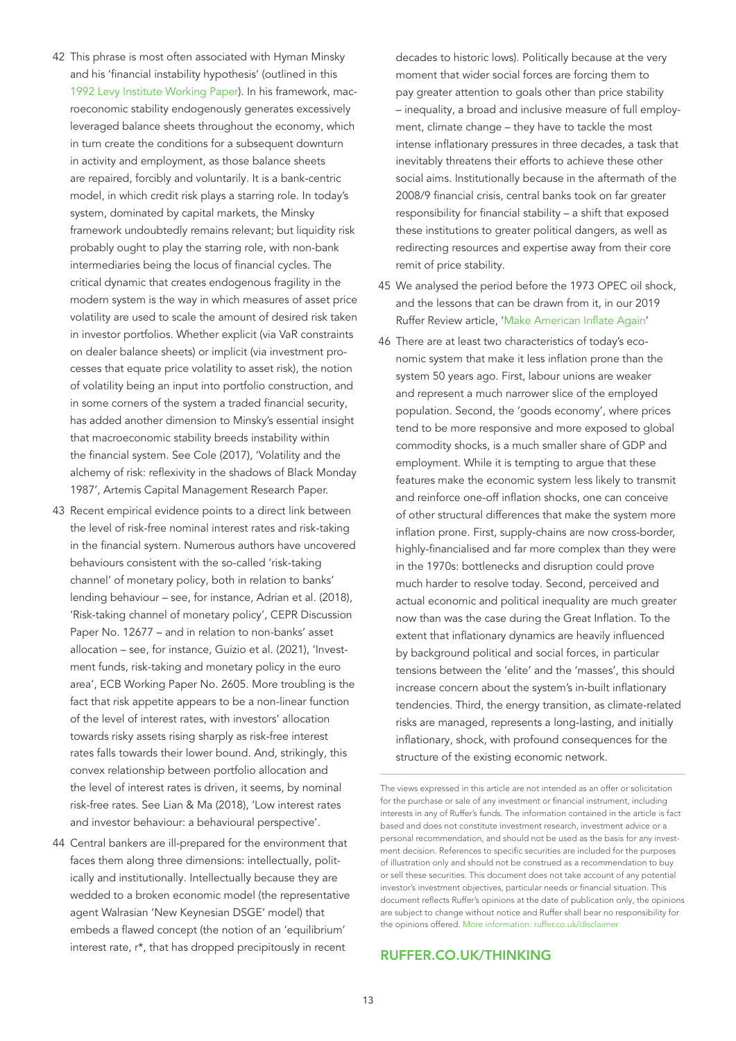42 This phrase is most often associated with Hyman Minsky and his 'financial instability hypothesis' (outlined in this 1992 Levy Institute Working Paper). In his framework, macroeconomic stability endogenously generates excessively leveraged balance sheets throughout the economy, which in turn create the conditions for a subsequent downturn in activity and employment, as those balance sheets are repaired, forcibly and voluntarily. It is a bank-centric model, in which credit risk plays a starring role. In today's system, dominated by capital markets, the Minsky framework undoubtedly remains relevant; but liquidity risk probably ought to play the starring role, with non-bank intermediaries being the locus of financial cycles. The critical dynamic that creates endogenous fragility in the modern system is the way in which measures of asset price volatility are used to scale the amount of desired risk taken in investor portfolios. Whether explicit (via VaR constraints on dealer balance sheets) or implicit (via investment processes that equate price volatility to asset risk), the notion of volatility being an input into portfolio construction, and in some corners of the system a traded financial security, has added another dimension to Minsky's essential insight that macroeconomic stability breeds instability within the financial system. See Cole (2017), 'Volatility and the alchemy of risk: reflexivity in the shadows of Black Monday 1987', Artemis Capital Management Research Paper.

43 Recent empirical evidence points to a direct link between the level of risk-free nominal interest rates and risk-taking in the financial system. Numerous authors have uncovered behaviours consistent with the so-called 'risk-taking channel' of monetary policy, both in relation to banks' lending behaviour – see, for instance, Adrian et al. (2018), 'Risk-taking channel of monetary policy', CEPR Discussion Paper No. 12677 – and in relation to non-banks' asset allocation – see, for instance, Guizio et al. (2021), 'Investment funds, risk-taking and monetary policy in the euro area', ECB Working Paper No. 2605. More troubling is the fact that risk appetite appears to be a non-linear function of the level of interest rates, with investors' allocation towards risky assets rising sharply as risk-free interest rates falls towards their lower bound. And, strikingly, this convex relationship between portfolio allocation and the level of interest rates is driven, it seems, by nominal risk-free rates. See Lian & Ma (2018), 'Low interest rates and investor behaviour: a behavioural perspective'.

44 Central bankers are ill-prepared for the environment that faces them along three dimensions: intellectually, politically and institutionally. Intellectually because they are wedded to a broken economic model (the representative agent Walrasian 'New Keynesian DSGE' model) that embeds a flawed concept (the notion of an 'equilibrium' interest rate, r*, that has dropped precipitously in recent decades to historic lows). Politically because at the very moment that wider social forces are forcing them to pay greater attention to goals other than price stability – inequality, a broad and inclusive measure of full employment, climate change – they have to tackle the most intense inflationary pressures in three decades, a task that inevitably threatens their efforts to achieve these other social aims. Institutionally because in the aftermath of the 2008/9 financial crisis, central banks took on far greater responsibility for financial stability – a shift that exposed these institutions to greater political dangers, as well as redirecting resources and expertise away from their core remit of price stability.

45 We analysed the period before the 1973 OPEC oil shock, and the lessons that can be drawn from it, in our 2019 Ruffer Review article, 'Make American Inflate Again'

46 There are at least two characteristics of today's economic system that make it less inflation prone than the system 50 years ago. First, labour unions are weaker and represent a much narrower slice of the employed population. Second, the 'goods economy', where prices tend to be more responsive and more exposed to global commodity shocks, is a much smaller share of GDP and employment. While it is tempting to argue that these features make the economic system less likely to transmit and reinforce one-off inflation shocks, one can conceive of other structural differences that make the system more inflation prone. First, supply-chains are now cross-border, highly-financialised and far more complex than they were in the 1970s: bottlenecks and disruption could prove much harder to resolve today. Second, perceived and actual economic and political inequality are much greater now than was the case during the Great Inflation. To the extent that inflationary dynamics are heavily influenced by background political and social forces, in particular tensions between the 'elite' and the 'masses', this should increase concern about the system's in-built inflationary tendencies. Third, the energy transition, as climate-related risks are managed, represents a long-lasting, and initially inflationary, shock, with profound consequences for the structure of the existing economic network.

---

The views expressed in this article are not intended as an offer or solicitation for the purchase or sale of any investment or financial instrument, including interests in any of Ruffer's funds. The information contained in the article is fact based and does not constitute investment research, investment advice or a personal recommendation, and should not be used as the basis for any investment decision. References to specific securities are included for the purposes of illustration only and should not be construed as a recommendation to buy or sell these securities. This document does not take account of any potential investor's investment objectives, particular needs or financial situation. This document reflects Ruffer's opinions at the date of publication only, the opinions are subject to change without notice and Ruffer shall bear no responsibility for the opinions offered. More information: ruffer.co.uk/disclaimer

## RUFFER.CO.UK/THINKING